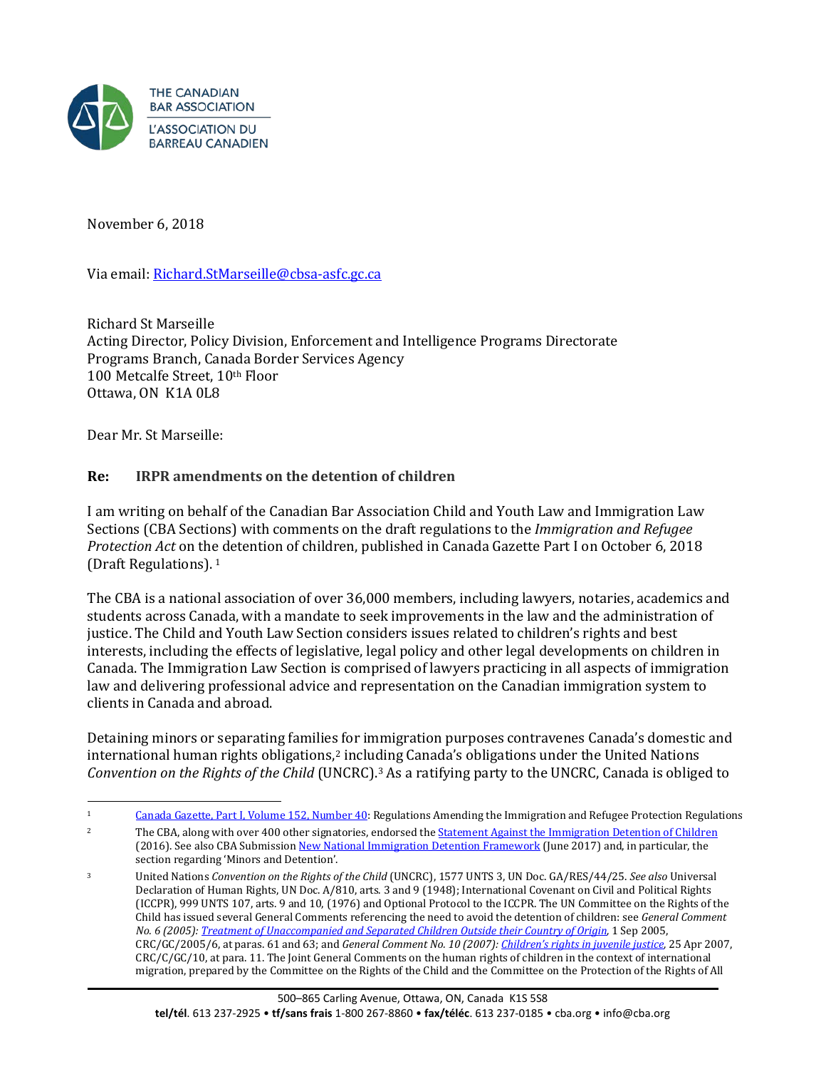THE CANADIAN BAR ASSOCIATION
L'ASSOCIATION DU BARREAU CANADIEN

November 6, 2018

Via email: Richard.StMarseille@cbsa-asfc.gc.ca

Richard St Marseille
Acting Director, Policy Division, Enforcement and Intelligence Programs Directorate
Programs Branch, Canada Border Services Agency
100 Metcalfe Street, 10th Floor
Ottawa, ON K1A 0L8

Dear Mr. St Marseille:

**Re: IRPR amendments on the detention of children**

I am writing on behalf of the Canadian Bar Association Child and Youth Law and Immigration Law Sections (CBA Sections) with comments on the draft regulations to the *Immigration and Refugee Protection Act* on the detention of children, published in Canada Gazette Part I on October 6, 2018 (Draft Regulations).[1]

The CBA is a national association of over 36,000 members, including lawyers, notaries, academics and students across Canada, with a mandate to seek improvements in the law and the administration of justice. The Child and Youth Law Section considers issues related to children's rights and best interests, including the effects of legislative, legal policy and other legal developments on children in Canada. The Immigration Law Section is comprised of lawyers practicing in all aspects of immigration law and delivering professional advice and representation on the Canadian immigration system to clients in Canada and abroad.

Detaining minors or separating families for immigration purposes contravenes Canada's domestic and international human rights obligations,[2] including Canada's obligations under the United Nations *Convention on the Rights of the Child* (UNCRC).[3] As a ratifying party to the UNCRC, Canada is obliged to

---

1 Canada Gazette, Part I, Volume 152, Number 40: Regulations Amending the Immigration and Refugee Protection Regulations

2 The CBA, along with over 400 other signatories, endorsed the Statement Against the Immigration Detention of Children (2016). See also CBA Submission New National Immigration Detention Framework (June 2017) and, in particular, the section regarding 'Minors and Detention'.

3 United Nations *Convention on the Rights of the Child* (UNCRC), 1577 UNTS 3, UN Doc. GA/RES/44/25. *See also* Universal Declaration of Human Rights, UN Doc. A/810, arts. 3 and 9 (1948); International Covenant on Civil and Political Rights (ICCPR), 999 UNTS 107, arts. 9 and 10, (1976) and Optional Protocol to the ICCPR. The UN Committee on the Rights of the Child has issued several General Comments referencing the need to avoid the detention of children: see *General Comment No. 6 (2005): Treatment of Unaccompanied and Separated Children Outside their Country of Origin*, 1 Sep 2005, CRC/GC/2005/6, at paras. 61 and 63; and *General Comment No. 10 (2007): Children's rights in juvenile justice*, 25 Apr 2007, CRC/C/GC/10, at para. 11. The Joint General Comments on the human rights of children in the context of international migration, prepared by the Committee on the Rights of the Child and the Committee on the Protection of the Rights of All

500–865 Carling Avenue, Ottawa, ON, Canada K1S 5S8
**tel/tél**. 613 237-2925 • **tf/sans frais** 1-800 267-8860 • **fax/téléc**. 613 237-0185 • cba.org • info@cba.org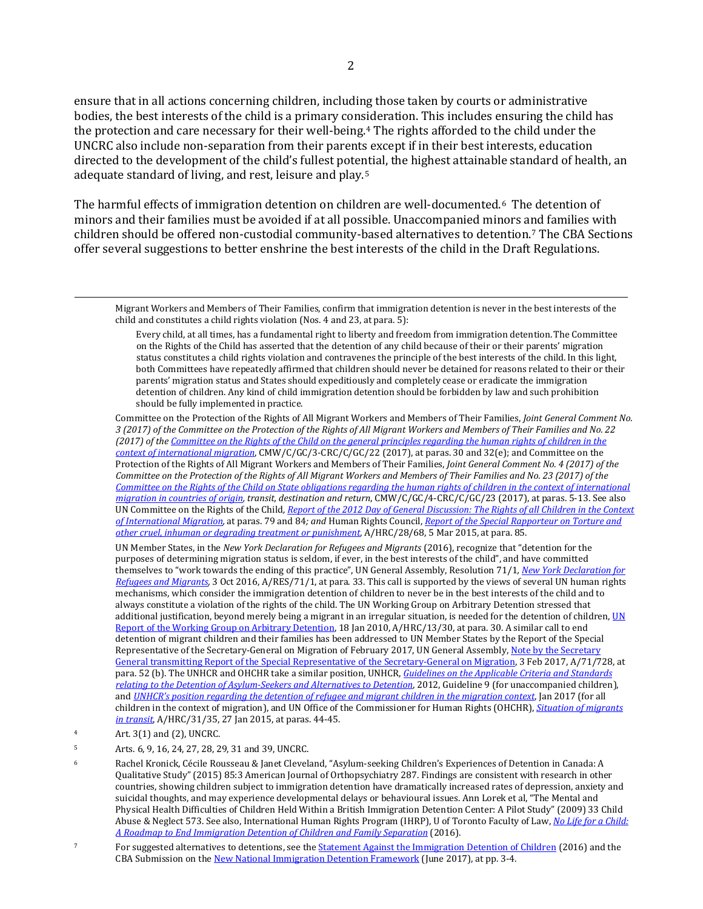ensure that in all actions concerning children, including those taken by courts or administrative bodies, the best interests of the child is a primary consideration. This includes ensuring the child has the protection and care necessary for their well-being.[4] The rights afforded to the child under the UNCRC also include non-separation from their parents except if in their best interests, education directed to the development of the child's fullest potential, the highest attainable standard of health, an adequate standard of living, and rest, leisure and play.[5]

The harmful effects of immigration detention on children are well-documented.[6] The detention of minors and their families must be avoided if at all possible. Unaccompanied minors and families with children should be offered non-custodial community-based alternatives to detention.[7] The CBA Sections offer several suggestions to better enshrine the best interests of the child in the Draft Regulations.

---

Migrant Workers and Members of Their Families, confirm that immigration detention is never in the best interests of the child and constitutes a child rights violation (Nos. 4 and 23, at para. 5):

> Every child, at all times, has a fundamental right to liberty and freedom from immigration detention. The Committee on the Rights of the Child has asserted that the detention of any child because of their or their parents' migration status constitutes a child rights violation and contravenes the principle of the best interests of the child. In this light, both Committees have repeatedly affirmed that children should never be detained for reasons related to their or their parents' migration status and States should expeditiously and completely cease or eradicate the immigration detention of children. Any kind of child immigration detention should be forbidden by law and such prohibition should be fully implemented in practice.

Committee on the Protection of the Rights of All Migrant Workers and Members of Their Families, *Joint General Comment No. 3 (2017) of the Committee on the Protection of the Rights of All Migrant Workers and Members of Their Families and No. 22 (2017) of the Committee on the Rights of the Child on the general principles regarding the human rights of children in the context of international migration*, CMW/C/GC/3-CRC/C/GC/22 (2017), at paras. 30 and 32(e); and Committee on the Protection of the Rights of All Migrant Workers and Members of Their Families, *Joint General Comment No. 4 (2017) of the Committee on the Protection of the Rights of All Migrant Workers and Members of Their Families and No. 23 (2017) of the Committee on the Rights of the Child on State obligations regarding the human rights of children in the context of international migration in countries of origin, transit, destination and return*, CMW/C/GC/4-CRC/C/GC/23 (2017), at paras. 5-13. See also UN Committee on the Rights of the Child, *Report of the 2012 Day of General Discussion: The Rights of all Children in the Context of International Migration,* at paras. 79 and 84*; and* Human Rights Council, *Report of the Special Rapporteur on Torture and other cruel, inhuman or degrading treatment or punishment,* A/HRC/28/68, 5 Mar 2015, at para. 85.

UN Member States, in the *New York Declaration for Refugees and Migrants* (2016), recognize that "detention for the purposes of determining migration status is seldom, if ever, in the best interests of the child", and have committed themselves to "work towards the ending of this practice", UN General Assembly, Resolution 71/1, *New York Declaration for Refugees and Migrants*, 3 Oct 2016, A/RES/71/1, at para. 33. This call is supported by the views of several UN human rights mechanisms, which consider the immigration detention of children to never be in the best interests of the child and to always constitute a violation of the rights of the child. The UN Working Group on Arbitrary Detention stressed that additional justification, beyond merely being a migrant in an irregular situation, is needed for the detention of children, UN Report of the Working Group on Arbitrary Detention, 18 Jan 2010, A/HRC/13/30, at para. 30. A similar call to end detention of migrant children and their families has been addressed to UN Member States by the Report of the Special Representative of the Secretary-General on Migration of February 2017, UN General Assembly, Note by the Secretary General transmitting Report of the Special Representative of the Secretary-General on Migration, 3 Feb 2017, A/71/728, at para. 52 (b). The UNHCR and OHCHR take a similar position, UNHCR, *Guidelines on the Applicable Criteria and Standards relating to the Detention of Asylum-Seekers and Alternatives to Detention*, 2012, Guideline 9 (for unaccompanied children), and *UNHCR's position regarding the detention of refugee and migrant children in the migration context*, Jan 2017 (for all children in the context of migration), and UN Office of the Commissioner for Human Rights (OHCHR), *Situation of migrants in transit*, A/HRC/31/35, 27 Jan 2015, at paras. 44-45.

[4] Art. 3(1) and (2), UNCRC.

[5] Arts. 6, 9, 16, 24, 27, 28, 29, 31 and 39, UNCRC.

[6] Rachel Kronick, Cécile Rousseau & Janet Cleveland, "Asylum-seeking Children's Experiences of Detention in Canada: A Qualitative Study" (2015) 85:3 American Journal of Orthopsychiatry 287. Findings are consistent with research in other countries, showing children subject to immigration detention have dramatically increased rates of depression, anxiety and suicidal thoughts, and may experience developmental delays or behavioural issues. Ann Lorek et al, "The Mental and Physical Health Difficulties of Children Held Within a British Immigration Detention Center: A Pilot Study" (2009) 33 Child Abuse & Neglect 573. See also, International Human Rights Program (IHRP), U of Toronto Faculty of Law, *No Life for a Child: A Roadmap to End Immigration Detention of Children and Family Separation* (2016).

[7] For suggested alternatives to detentions, see the Statement Against the Immigration Detention of Children (2016) and the CBA Submission on the New National Immigration Detention Framework (June 2017), at pp. 3-4.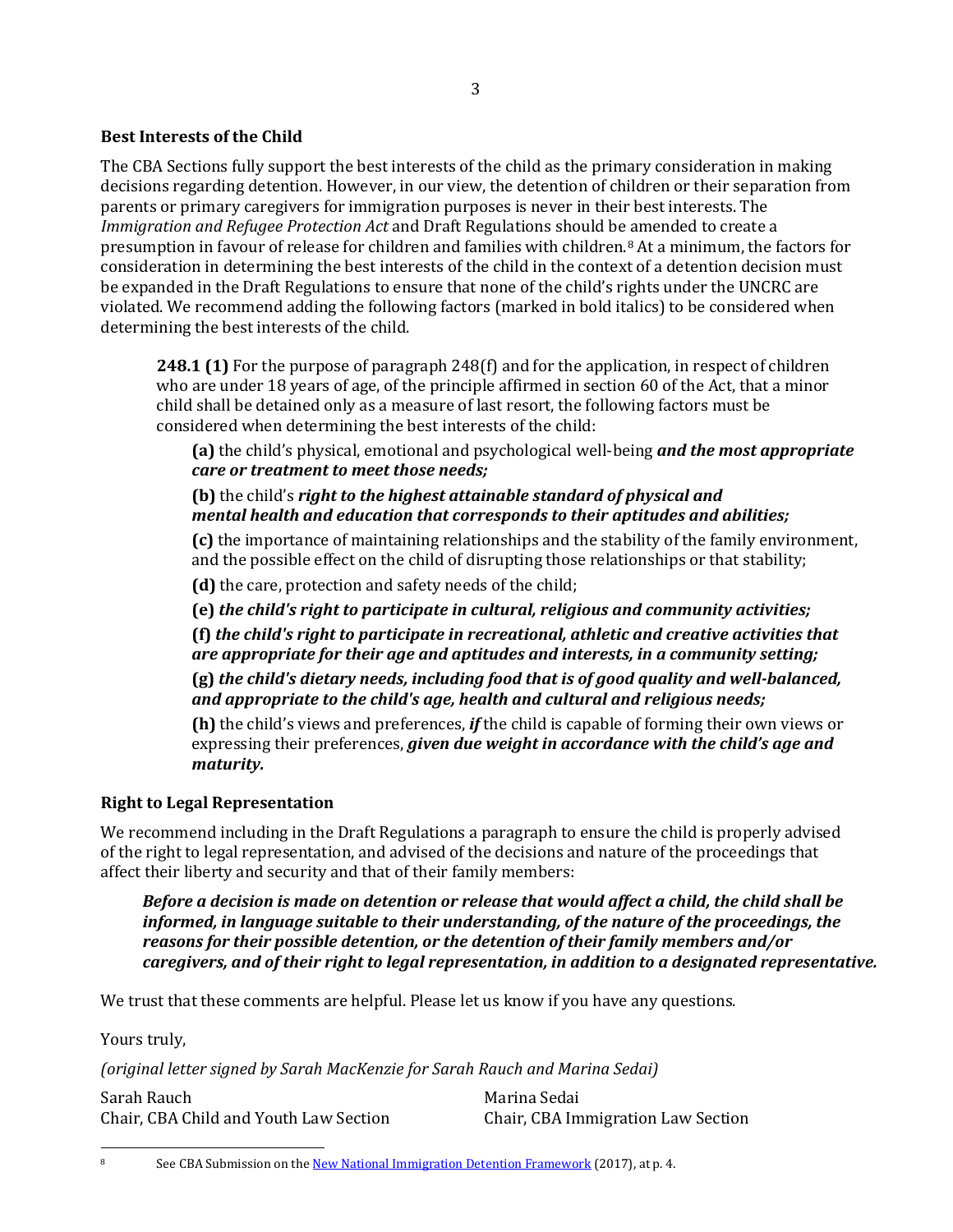## Best Interests of the Child

The CBA Sections fully support the best interests of the child as the primary consideration in making decisions regarding detention. However, in our view, the detention of children or their separation from parents or primary caregivers for immigration purposes is never in their best interests. The *Immigration and Refugee Protection Act* and Draft Regulations should be amended to create a presumption in favour of release for children and families with children.[8] At a minimum, the factors for consideration in determining the best interests of the child in the context of a detention decision must be expanded in the Draft Regulations to ensure that none of the child's rights under the UNCRC are violated. We recommend adding the following factors (marked in bold italics) to be considered when determining the best interests of the child.

> **248.1 (1)** For the purpose of paragraph 248(f) and for the application, in respect of children who are under 18 years of age, of the principle affirmed in section 60 of the Act, that a minor child shall be detained only as a measure of last resort, the following factors must be considered when determining the best interests of the child:
>
> **(a)** the child's physical, emotional and psychological well-being ***and the most appropriate care or treatment to meet those needs;***
>
> **(b)** the child's ***right to the highest attainable standard of physical and mental health and education that corresponds to their aptitudes and abilities;***
>
> **(c)** the importance of maintaining relationships and the stability of the family environment, and the possible effect on the child of disrupting those relationships or that stability;
>
> **(d)** the care, protection and safety needs of the child;
>
> **(e)** ***the child's right to participate in cultural, religious and community activities;***
>
> **(f)** ***the child's right to participate in recreational, athletic and creative activities that are appropriate for their age and aptitudes and interests, in a community setting;***
>
> **(g)** ***the child's dietary needs, including food that is of good quality and well-balanced, and appropriate to the child's age, health and cultural and religious needs;***
>
> **(h)** the child's views and preferences, ***if*** the child is capable of forming their own views or expressing their preferences, ***given due weight in accordance with the child's age and maturity.***

## Right to Legal Representation

We recommend including in the Draft Regulations a paragraph to ensure the child is properly advised of the right to legal representation, and advised of the decisions and nature of the proceedings that affect their liberty and security and that of their family members:

> ***Before a decision is made on detention or release that would affect a child, the child shall be informed, in language suitable to their understanding, of the nature of the proceedings, the reasons for their possible detention, or the detention of their family members and/or caregivers, and of their right to legal representation, in addition to a designated representative.***

We trust that these comments are helpful. Please let us know if you have any questions.

Yours truly,

*(original letter signed by Sarah MacKenzie for Sarah Rauch and Marina Sedai)*

Sarah Rauch
Chair, CBA Child and Youth Law Section

Marina Sedai
Chair, CBA Immigration Law Section

---

[8] See CBA Submission on the New National Immigration Detention Framework (2017), at p. 4.